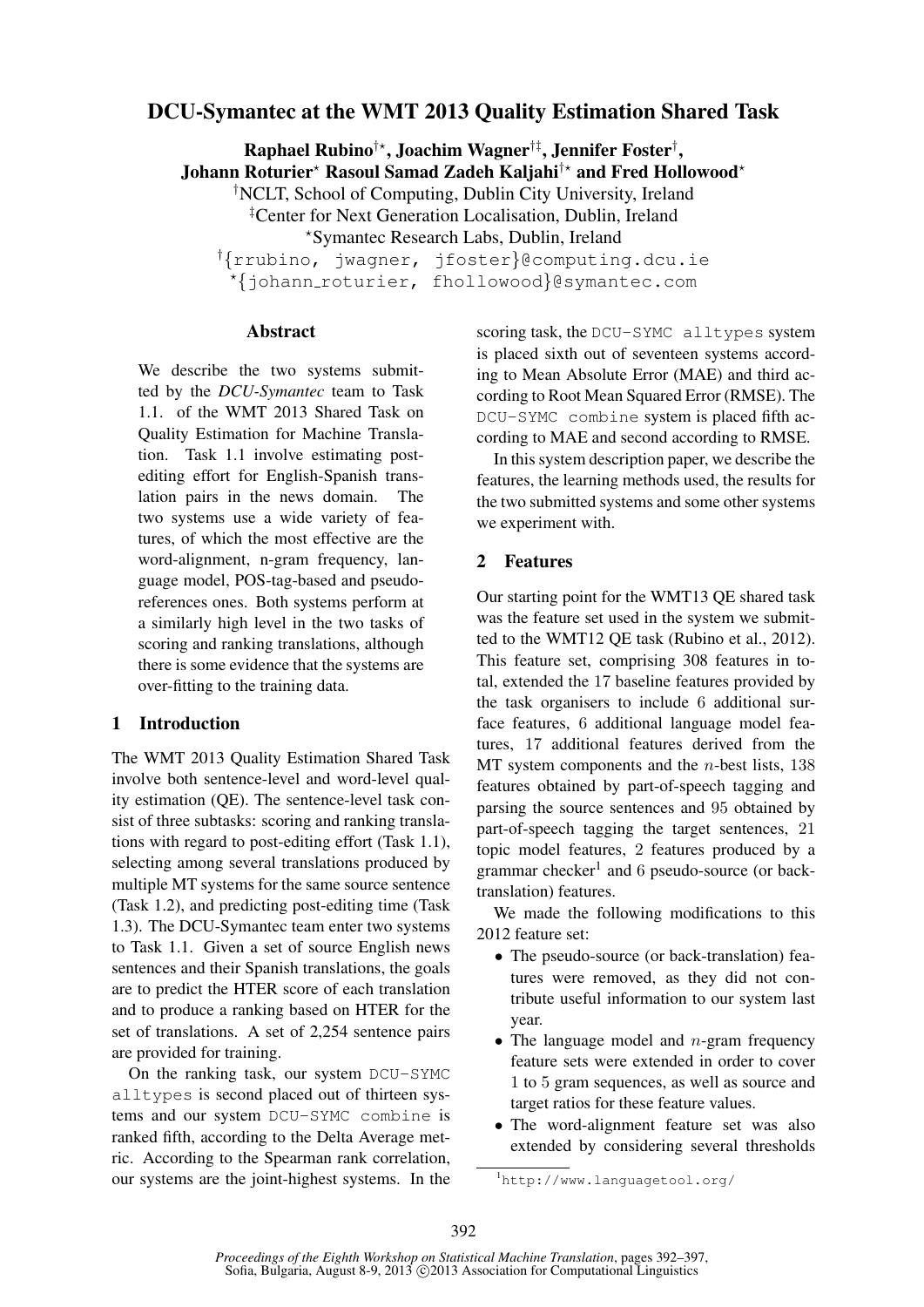# DCU-Symantec at the WMT 2013 Quality Estimation Shared Task

**Raphael Rubino[†⋆], Joachim Wagner[†‡], Jennifer Foster[†], Johann Roturier[⋆] Rasoul Samad Zadeh Kaljahi[†⋆] and Fred Hollowood[⋆]**

[†]NCLT, School of Computing, Dublin City University, Ireland
[‡]Center for Next Generation Localisation, Dublin, Ireland
[⋆]Symantec Research Labs, Dublin, Ireland
[†]{rrubino, jwagner, jfoster}@computing.dcu.ie
[⋆]{johann_roturier, fhollowood}@symantec.com

## Abstract

We describe the two systems submitted by the *DCU-Symantec* team to Task 1.1. of the WMT 2013 Shared Task on Quality Estimation for Machine Translation. Task 1.1 involve estimating post-editing effort for English-Spanish translation pairs in the news domain. The two systems use a wide variety of features, of which the most effective are the word-alignment, n-gram frequency, language model, POS-tag-based and pseudo-references ones. Both systems perform at a similarly high level in the two tasks of scoring and ranking translations, although there is some evidence that the systems are over-fitting to the training data.

## 1 Introduction

The WMT 2013 Quality Estimation Shared Task involve both sentence-level and word-level quality estimation (QE). The sentence-level task consist of three subtasks: scoring and ranking translations with regard to post-editing effort (Task 1.1), selecting among several translations produced by multiple MT systems for the same source sentence (Task 1.2), and predicting post-editing time (Task 1.3). The DCU-Symantec team enter two systems to Task 1.1. Given a set of source English news sentences and their Spanish translations, the goals are to predict the HTER score of each translation and to produce a ranking based on HTER for the set of translations. A set of 2,254 sentence pairs are provided for training.

On the ranking task, our system `DCU-SYMC alltypes` is second placed out of thirteen systems and our system `DCU-SYMC combine` is ranked fifth, according to the Delta Average metric. According to the Spearman rank correlation, our systems are the joint-highest systems. In the scoring task, the `DCU-SYMC alltypes` system is placed sixth out of seventeen systems according to Mean Absolute Error (MAE) and third according to Root Mean Squared Error (RMSE). The `DCU-SYMC combine` system is placed fifth according to MAE and second according to RMSE.

In this system description paper, we describe the features, the learning methods used, the results for the two submitted systems and some other systems we experiment with.

## 2 Features

Our starting point for the WMT13 QE shared task was the feature set used in the system we submitted to the WMT12 QE task (Rubino et al., 2012). This feature set, comprising 308 features in total, extended the 17 baseline features provided by the task organisers to include 6 additional surface features, 6 additional language model features, 17 additional features derived from the MT system components and the $n$-best lists, 138 features obtained by part-of-speech tagging and parsing the source sentences and 95 obtained by part-of-speech tagging the target sentences, 21 topic model features, 2 features produced by a grammar checker[1] and 6 pseudo-source (or back-translation) features.

We made the following modifications to this 2012 feature set:

- The pseudo-source (or back-translation) features were removed, as they did not contribute useful information to our system last year.
- The language model and $n$-gram frequency feature sets were extended in order to cover 1 to 5 gram sequences, as well as source and target ratios for these feature values.
- The word-alignment feature set was also extended by considering several thresholds

[1] http://www.languagetool.org/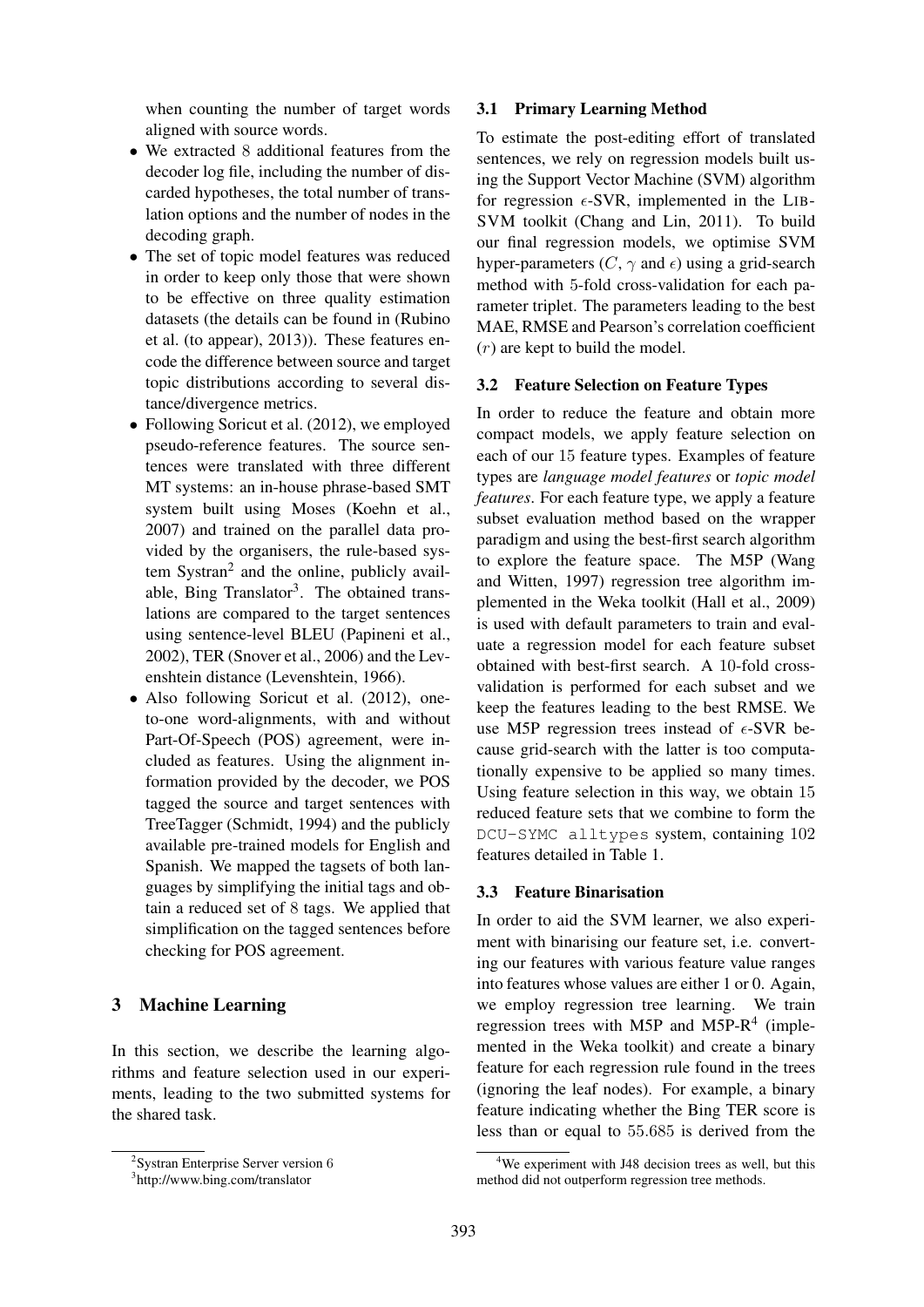when counting the number of target words aligned with source words.

- We extracted 8 additional features from the decoder log file, including the number of discarded hypotheses, the total number of translation options and the number of nodes in the decoding graph.
- The set of topic model features was reduced in order to keep only those that were shown to be effective on three quality estimation datasets (the details can be found in (Rubino et al. (to appear), 2013)). These features encode the difference between source and target topic distributions according to several distance/divergence metrics.
- Following Soricut et al. (2012), we employed pseudo-reference features. The source sentences were translated with three different MT systems: an in-house phrase-based SMT system built using Moses (Koehn et al., 2007) and trained on the parallel data provided by the organisers, the rule-based system Systran[2] and the online, publicly available, Bing Translator[3]. The obtained translations are compared to the target sentences using sentence-level BLEU (Papineni et al., 2002), TER (Snover et al., 2006) and the Levenshtein distance (Levenshtein, 1966).
- Also following Soricut et al. (2012), one-to-one word-alignments, with and without Part-Of-Speech (POS) agreement, were included as features. Using the alignment information provided by the decoder, we POS tagged the source and target sentences with TreeTagger (Schmidt, 1994) and the publicly available pre-trained models for English and Spanish. We mapped the tagsets of both languages by simplifying the initial tags and obtain a reduced set of 8 tags. We applied that simplification on the tagged sentences before checking for POS agreement.

## 3 Machine Learning

In this section, we describe the learning algorithms and feature selection used in our experiments, leading to the two submitted systems for the shared task.

### 3.1 Primary Learning Method

To estimate the post-editing effort of translated sentences, we rely on regression models built using the Support Vector Machine (SVM) algorithm for regression $\epsilon$-SVR, implemented in the LIBSVM toolkit (Chang and Lin, 2011). To build our final regression models, we optimise SVM hyper-parameters ($C$, $\gamma$ and $\epsilon$) using a grid-search method with 5-fold cross-validation for each parameter triplet. The parameters leading to the best MAE, RMSE and Pearson's correlation coefficient ($r$) are kept to build the model.

### 3.2 Feature Selection on Feature Types

In order to reduce the feature and obtain more compact models, we apply feature selection on each of our 15 feature types. Examples of feature types are *language model features* or *topic model features*. For each feature type, we apply a feature subset evaluation method based on the wrapper paradigm and using the best-first search algorithm to explore the feature space. The M5P (Wang and Witten, 1997) regression tree algorithm implemented in the Weka toolkit (Hall et al., 2009) is used with default parameters to train and evaluate a regression model for each feature subset obtained with best-first search. A 10-fold cross-validation is performed for each subset and we keep the features leading to the best RMSE. We use M5P regression trees instead of $\epsilon$-SVR because grid-search with the latter is too computationally expensive to be applied so many times. Using feature selection in this way, we obtain 15 reduced feature sets that we combine to form the `DCU-SYMC alltypes` system, containing 102 features detailed in Table 1.

### 3.3 Feature Binarisation

In order to aid the SVM learner, we also experiment with binarising our feature set, i.e. converting our features with various feature value ranges into features whose values are either 1 or 0. Again, we employ regression tree learning. We train regression trees with M5P and M5P-R[4] (implemented in the Weka toolkit) and create a binary feature for each regression rule found in the trees (ignoring the leaf nodes). For example, a binary feature indicating whether the Bing TER score is less than or equal to 55.685 is derived from the

[2] Systran Enterprise Server version 6

[3] http://www.bing.com/translator

[4] We experiment with J48 decision trees as well, but this method did not outperform regression tree methods.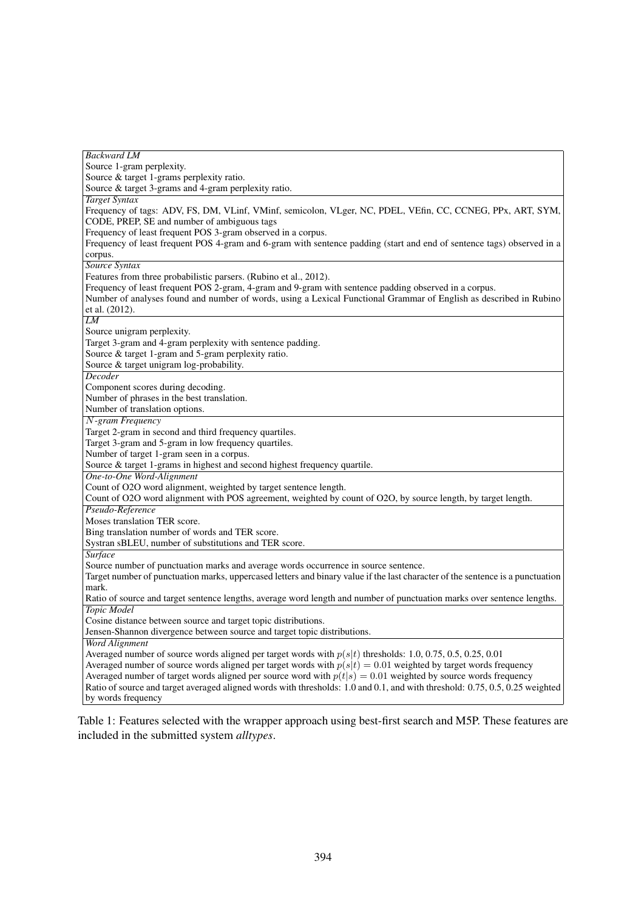| *Backward LM* |
|---|
| Source 1-gram perplexity. |
| Source & target 1-grams perplexity ratio. |
| Source & target 3-grams and 4-gram perplexity ratio. |
| *Target Syntax* |
| Frequency of tags: ADV, FS, DM, VLinf, VMinf, semicolon, VLger, NC, PDEL, VEfin, CC, CCNEG, PPx, ART, SYM, CODE, PREP, SE and number of ambiguous tags |
| Frequency of least frequent POS 3-gram observed in a corpus. |
| Frequency of least frequent POS 4-gram and 6-gram with sentence padding (start and end of sentence tags) observed in a corpus. |
| *Source Syntax* |
| Features from three probabilistic parsers. (Rubino et al., 2012). |
| Frequency of least frequent POS 2-gram, 4-gram and 9-gram with sentence padding observed in a corpus. |
| Number of analyses found and number of words, using a Lexical Functional Grammar of English as described in Rubino et al. (2012). |
| *LM* |
| Source unigram perplexity. |
| Target 3-gram and 4-gram perplexity with sentence padding. |
| Source & target 1-gram and 5-gram perplexity ratio. |
| Source & target unigram log-probability. |
| *Decoder* |
| Component scores during decoding. |
| Number of phrases in the best translation. |
| Number of translation options. |
| *$N$-gram Frequency* |
| Target 2-gram in second and third frequency quartiles. |
| Target 3-gram and 5-gram in low frequency quartiles. |
| Number of target 1-gram seen in a corpus. |
| Source & target 1-grams in highest and second highest frequency quartile. |
| *One-to-One Word-Alignment* |
| Count of O2O word alignment, weighted by target sentence length. |
| Count of O2O word alignment with POS agreement, weighted by count of O2O, by source length, by target length. |
| *Pseudo-Reference* |
| Moses translation TER score. |
| Bing translation number of words and TER score. |
| Systran sBLEU, number of substitutions and TER score. |
| *Surface* |
| Source number of punctuation marks and average words occurrence in source sentence. |
| Target number of punctuation marks, uppercased letters and binary value if the last character of the sentence is a punctuation mark. |
| Ratio of source and target sentence lengths, average word length and number of punctuation marks over sentence lengths. |
| *Topic Model* |
| Cosine distance between source and target topic distributions. |
| Jensen-Shannon divergence between source and target topic distributions. |
| *Word Alignment* |
| Averaged number of source words aligned per target words with $p(s\|t)$ thresholds: 1.0, 0.75, 0.5, 0.25, 0.01 |
| Averaged number of source words aligned per target words with $p(s\|t) = 0.01$ weighted by target words frequency |
| Averaged number of target words aligned per source word with $p(t\|s) = 0.01$ weighted by source words frequency |
| Ratio of source and target averaged aligned words with thresholds: 1.0 and 0.1, and with threshold: 0.75, 0.5, 0.25 weighted by words frequency |

Table 1: Features selected with the wrapper approach using best-first search and M5P. These features are included in the submitted system *alltypes*.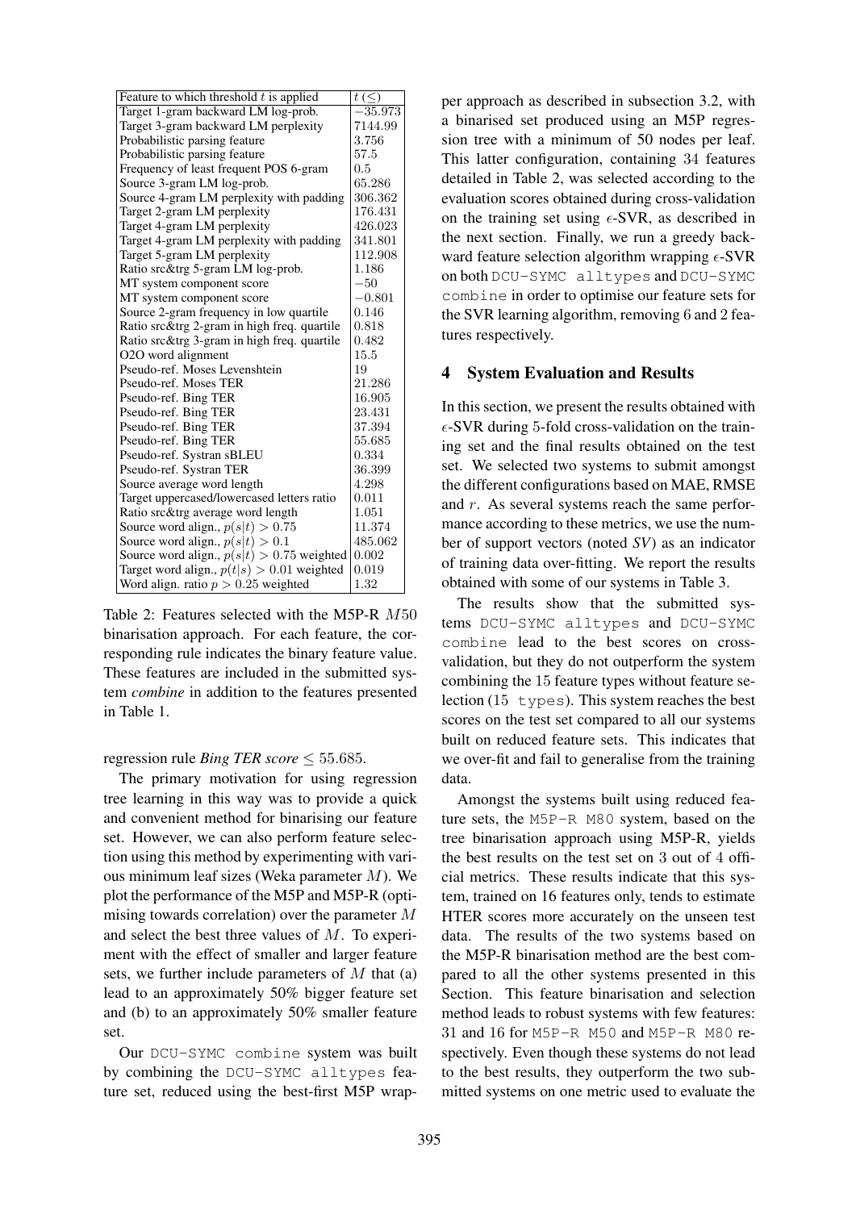| Feature to which threshold $t$ is applied | $t$ ($\leq$) |
|---|---|
| Target 1-gram backward LM log-prob. | $-35.973$ |
| Target 3-gram backward LM perplexity | 7144.99 |
| Probabilistic parsing feature | 3.756 |
| Probabilistic parsing feature | 57.5 |
| Frequency of least frequent POS 6-gram | 0.5 |
| Source 3-gram LM log-prob. | 65.286 |
| Source 4-gram LM perplexity with padding | 306.362 |
| Target 2-gram LM perplexity | 176.431 |
| Target 4-gram LM perplexity | 426.023 |
| Target 4-gram LM perplexity with padding | 341.801 |
| Target 5-gram LM perplexity | 112.908 |
| Ratio src&trg 5-gram LM log-prob. | 1.186 |
| MT system component score | $-50$ |
| MT system component score | $-0.801$ |
| Source 2-gram frequency in low quartile | 0.146 |
| Ratio src&trg 2-gram in high freq. quartile | 0.818 |
| Ratio src&trg 3-gram in high freq. quartile | 0.482 |
| O2O word alignment | 15.5 |
| Pseudo-ref. Moses Levenshtein | 19 |
| Pseudo-ref. Moses TER | 21.286 |
| Pseudo-ref. Bing TER | 16.905 |
| Pseudo-ref. Bing TER | 23.431 |
| Pseudo-ref. Bing TER | 37.394 |
| Pseudo-ref. Bing TER | 55.685 |
| Pseudo-ref. Systran sBLEU | 0.334 |
| Pseudo-ref. Systran TER | 36.399 |
| Source average word length | 4.298 |
| Target uppercased/lowercased letters ratio | 0.011 |
| Ratio src&trg average word length | 1.051 |
| Source word align., $p(s\|t) > 0.75$ | 11.374 |
| Source word align., $p(s\|t) > 0.1$ | 485.062 |
| Source word align., $p(s\|t) > 0.75$ weighted | 0.002 |
| Target word align., $p(t\|s) > 0.01$ weighted | 0.019 |
| Word align. ratio $p > 0.25$ weighted | 1.32 |

Table 2: Features selected with the M5P-R $M50$ binarisation approach. For each feature, the corresponding rule indicates the binary feature value. These features are included in the submitted system *combine* in addition to the features presented in Table 1.

regression rule *Bing TER score* $\leq 55.685$.

The primary motivation for using regression tree learning in this way was to provide a quick and convenient method for binarising our feature set. However, we can also perform feature selection using this method by experimenting with various minimum leaf sizes (Weka parameter $M$). We plot the performance of the M5P and M5P-R (optimising towards correlation) over the parameter $M$ and select the best three values of $M$. To experiment with the effect of smaller and larger feature sets, we further include parameters of $M$ that (a) lead to an approximately 50% bigger feature set and (b) to an approximately 50% smaller feature set.

Our DCU-SYMC combine system was built by combining the DCU-SYMC alltypes feature set, reduced using the best-first M5P wrapper approach as described in subsection 3.2, with a binarised set produced using an M5P regression tree with a minimum of 50 nodes per leaf. This latter configuration, containing 34 features detailed in Table 2, was selected according to the evaluation scores obtained during cross-validation on the training set using $\epsilon$-SVR, as described in the next section. Finally, we run a greedy backward feature selection algorithm wrapping $\epsilon$-SVR on both DCU-SYMC alltypes and DCU-SYMC combine in order to optimise our feature sets for the SVR learning algorithm, removing 6 and 2 features respectively.

## 4 System Evaluation and Results

In this section, we present the results obtained with $\epsilon$-SVR during 5-fold cross-validation on the training set and the final results obtained on the test set. We selected two systems to submit amongst the different configurations based on MAE, RMSE and $r$. As several systems reach the same performance according to these metrics, we use the number of support vectors (noted *SV*) as an indicator of training data over-fitting. We report the results obtained with some of our systems in Table 3.

The results show that the submitted systems DCU-SYMC alltypes and DCU-SYMC combine lead to the best scores on cross-validation, but they do not outperform the system combining the 15 feature types without feature selection (15 types). This system reaches the best scores on the test set compared to all our systems built on reduced feature sets. This indicates that we over-fit and fail to generalise from the training data.

Amongst the systems built using reduced feature sets, the M5P-R M80 system, based on the tree binarisation approach using M5P-R, yields the best results on the test set on 3 out of 4 official metrics. These results indicate that this system, trained on 16 features only, tends to estimate HTER scores more accurately on the unseen test data. The results of the two systems based on the M5P-R binarisation method are the best compared to all the other systems presented in this Section. This feature binarisation and selection method leads to robust systems with few features: 31 and 16 for M5P-R M50 and M5P-R M80 respectively. Even though these systems do not lead to the best results, they outperform the two submitted systems on one metric used to evaluate the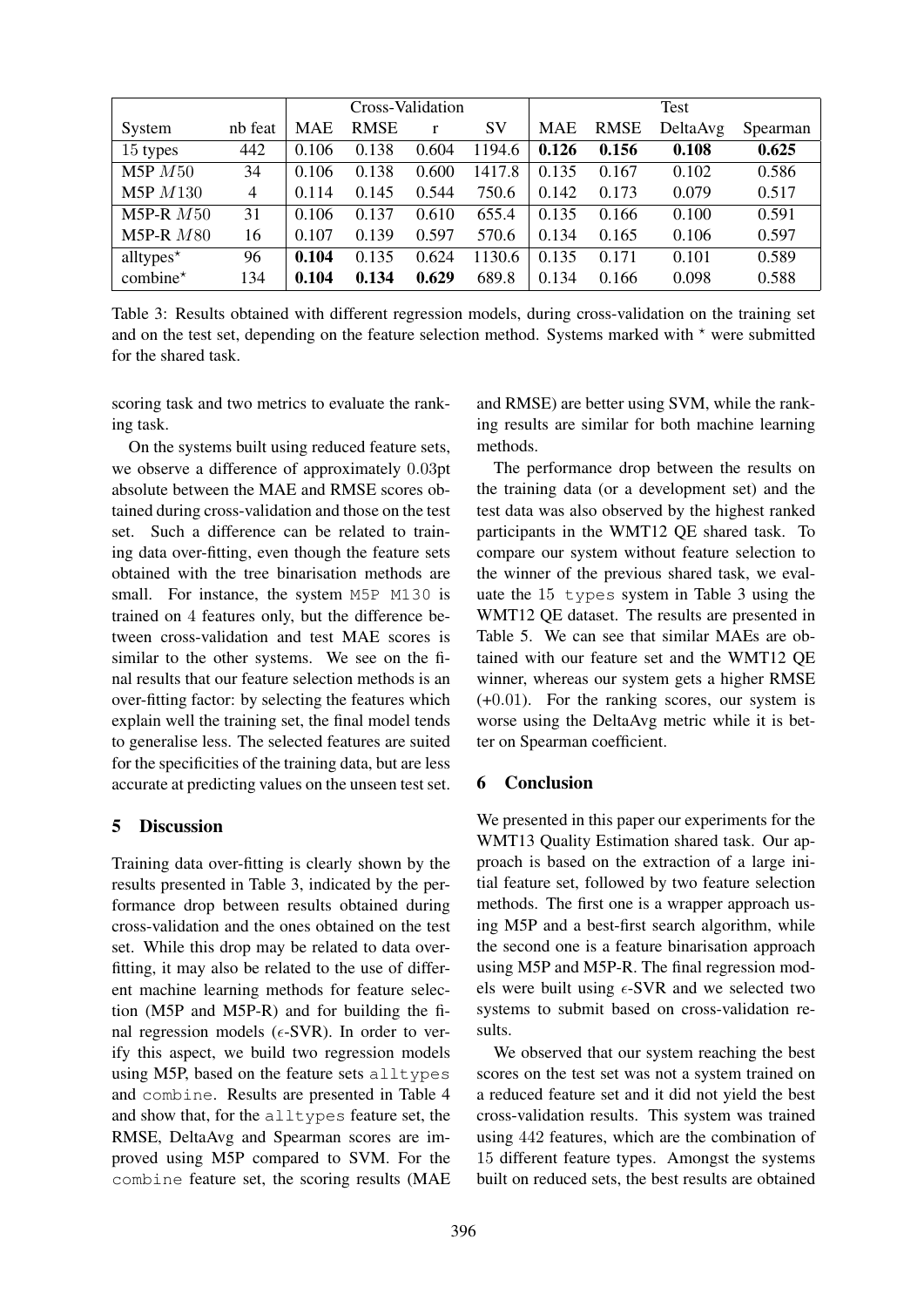| System | nb feat | Cross-Validation | | | | Test | | | |
|---|---|---|---|---|---|---|---|---|---|
| | | MAE | RMSE | r | SV | MAE | RMSE | DeltaAvg | Spearman |
| 15 types | 442 | 0.106 | 0.138 | 0.604 | 1194.6 | **0.126** | **0.156** | **0.108** | **0.625** |
| M5P $M50$ | 34 | 0.106 | 0.138 | 0.600 | 1417.8 | 0.135 | 0.167 | 0.102 | 0.586 |
| M5P $M130$ | 4 | 0.114 | 0.145 | 0.544 | 750.6 | 0.142 | 0.173 | 0.079 | 0.517 |
| M5P-R $M50$ | 31 | 0.106 | 0.137 | 0.610 | 655.4 | 0.135 | 0.166 | 0.100 | 0.591 |
| M5P-R $M80$ | 16 | 0.107 | 0.139 | 0.597 | 570.6 | 0.134 | 0.165 | 0.106 | 0.597 |
| alltypes$^\star$ | 96 | **0.104** | 0.135 | 0.624 | 1130.6 | 0.135 | 0.171 | 0.101 | 0.589 |
| combine$^\star$ | 134 | **0.104** | **0.134** | **0.629** | 689.8 | 0.134 | 0.166 | 0.098 | 0.588 |

Table 3: Results obtained with different regression models, during cross-validation on the training set and on the test set, depending on the feature selection method. Systems marked with $^\star$ were submitted for the shared task.

scoring task and two metrics to evaluate the ranking task.

On the systems built using reduced feature sets, we observe a difference of approximately 0.03pt absolute between the MAE and RMSE scores obtained during cross-validation and those on the test set. Such a difference can be related to training data over-fitting, even though the feature sets obtained with the tree binarisation methods are small. For instance, the system `M5P M130` is trained on 4 features only, but the difference between cross-validation and test MAE scores is similar to the other systems. We see on the final results that our feature selection methods is an over-fitting factor: by selecting the features which explain well the training set, the final model tends to generalise less. The selected features are suited for the specificities of the training data, but are less accurate at predicting values on the unseen test set.

## 5 Discussion

Training data over-fitting is clearly shown by the results presented in Table 3, indicated by the performance drop between results obtained during cross-validation and the ones obtained on the test set. While this drop may be related to data over-fitting, it may also be related to the use of different machine learning methods for feature selection (M5P and M5P-R) and for building the final regression models ($\epsilon$-SVR). In order to verify this aspect, we build two regression models using M5P, based on the feature sets `alltypes` and `combine`. Results are presented in Table 4 and show that, for the `alltypes` feature set, the RMSE, DeltaAvg and Spearman scores are improved using M5P compared to SVM. For the `combine` feature set, the scoring results (MAE and RMSE) are better using SVM, while the ranking results are similar for both machine learning methods.

The performance drop between the results on the training data (or a development set) and the test data was also observed by the highest ranked participants in the WMT12 QE shared task. To compare our system without feature selection to the winner of the previous shared task, we evaluate the 15 `types` system in Table 3 using the WMT12 QE dataset. The results are presented in Table 5. We can see that similar MAEs are obtained with our feature set and the WMT12 QE winner, whereas our system gets a higher RMSE (+0.01). For the ranking scores, our system is worse using the DeltaAvg metric while it is better on Spearman coefficient.

## 6 Conclusion

We presented in this paper our experiments for the WMT13 Quality Estimation shared task. Our approach is based on the extraction of a large initial feature set, followed by two feature selection methods. The first one is a wrapper approach using M5P and a best-first search algorithm, while the second one is a feature binarisation approach using M5P and M5P-R. The final regression models were built using $\epsilon$-SVR and we selected two systems to submit based on cross-validation results.

We observed that our system reaching the best scores on the test set was not a system trained on a reduced feature set and it did not yield the best cross-validation results. This system was trained using 442 features, which are the combination of 15 different feature types. Amongst the systems built on reduced sets, the best results are obtained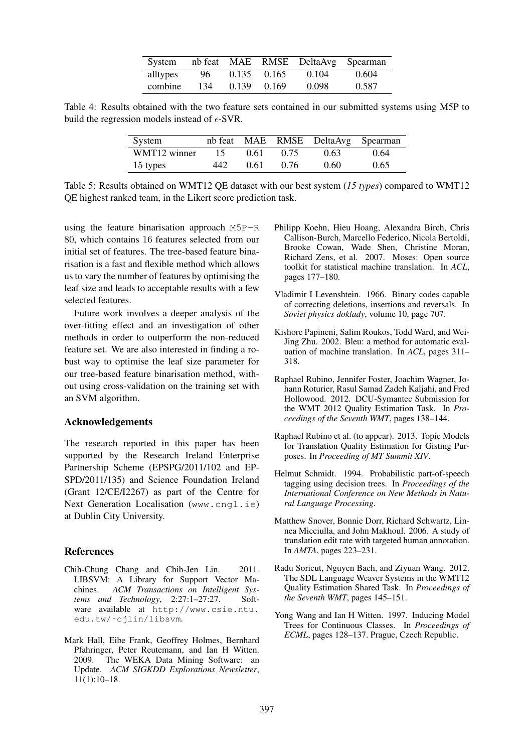| System | nb feat | MAE | RMSE | DeltaAvg | Spearman |
| --- | --- | --- | --- | --- | --- |
| alltypes | 96 | 0.135 | 0.165 | 0.104 | 0.604 |
| combine | 134 | 0.139 | 0.169 | 0.098 | 0.587 |

Table 4: Results obtained with the two feature sets contained in our submitted systems using M5P to build the regression models instead of $\epsilon$-SVR.

| System | nb feat | MAE | RMSE | DeltaAvg | Spearman |
| --- | --- | --- | --- | --- | --- |
| WMT12 winner | 15 | 0.61 | 0.75 | 0.63 | 0.64 |
| 15 types | 442 | 0.61 | 0.76 | 0.60 | 0.65 |

Table 5: Results obtained on WMT12 QE dataset with our best system (*15 types*) compared to WMT12 QE highest ranked team, in the Likert score prediction task.

using the feature binarisation approach M5P-R 80, which contains 16 features selected from our initial set of features. The tree-based feature binarisation is a fast and flexible method which allows us to vary the number of features by optimising the leaf size and leads to acceptable results with a few selected features.

Future work involves a deeper analysis of the over-fitting effect and an investigation of other methods in order to outperform the non-reduced feature set. We are also interested in finding a robust way to optimise the leaf size parameter for our tree-based feature binarisation method, without using cross-validation on the training set with an SVM algorithm.

## Acknowledgements

The research reported in this paper has been supported by the Research Ireland Enterprise Partnership Scheme (EPSPG/2011/102 and EPSPD/2011/135) and Science Foundation Ireland (Grant 12/CE/I2267) as part of the Centre for Next Generation Localisation (www.cngl.ie) at Dublin City University.

## References

Chih-Chung Chang and Chih-Jen Lin. 2011. LIBSVM: A Library for Support Vector Machines. *ACM Transactions on Intelligent Systems and Technology*, 2:27:1–27:27. Software available at http://www.csie.ntu.edu.tw/~cjlin/libsvm.

Mark Hall, Eibe Frank, Geoffrey Holmes, Bernhard Pfahringer, Peter Reutemann, and Ian H Witten. 2009. The WEKA Data Mining Software: an Update. *ACM SIGKDD Explorations Newsletter*, 11(1):10–18.

Philipp Koehn, Hieu Hoang, Alexandra Birch, Chris Callison-Burch, Marcello Federico, Nicola Bertoldi, Brooke Cowan, Wade Shen, Christine Moran, Richard Zens, et al. 2007. Moses: Open source toolkit for statistical machine translation. In *ACL*, pages 177–180.

Vladimir I Levenshtein. 1966. Binary codes capable of correcting deletions, insertions and reversals. In *Soviet physics doklady*, volume 10, page 707.

Kishore Papineni, Salim Roukos, Todd Ward, and Wei-Jing Zhu. 2002. Bleu: a method for automatic evaluation of machine translation. In *ACL*, pages 311–318.

Raphael Rubino, Jennifer Foster, Joachim Wagner, Johann Roturier, Rasul Samad Zadeh Kaljahi, and Fred Hollowood. 2012. DCU-Symantec Submission for the WMT 2012 Quality Estimation Task. In *Proceedings of the Seventh WMT*, pages 138–144.

Raphael Rubino et al. (to appear). 2013. Topic Models for Translation Quality Estimation for Gisting Purposes. In *Proceeding of MT Summit XIV*.

Helmut Schmidt. 1994. Probabilistic part-of-speech tagging using decision trees. In *Proceedings of the International Conference on New Methods in Natural Language Processing*.

Matthew Snover, Bonnie Dorr, Richard Schwartz, Linnea Micciulla, and John Makhoul. 2006. A study of translation edit rate with targeted human annotation. In *AMTA*, pages 223–231.

Radu Soricut, Nguyen Bach, and Ziyuan Wang. 2012. The SDL Language Weaver Systems in the WMT12 Quality Estimation Shared Task. In *Proceedings of the Seventh WMT*, pages 145–151.

Yong Wang and Ian H Witten. 1997. Inducing Model Trees for Continuous Classes. In *Proceedings of ECML*, pages 128–137. Prague, Czech Republic.